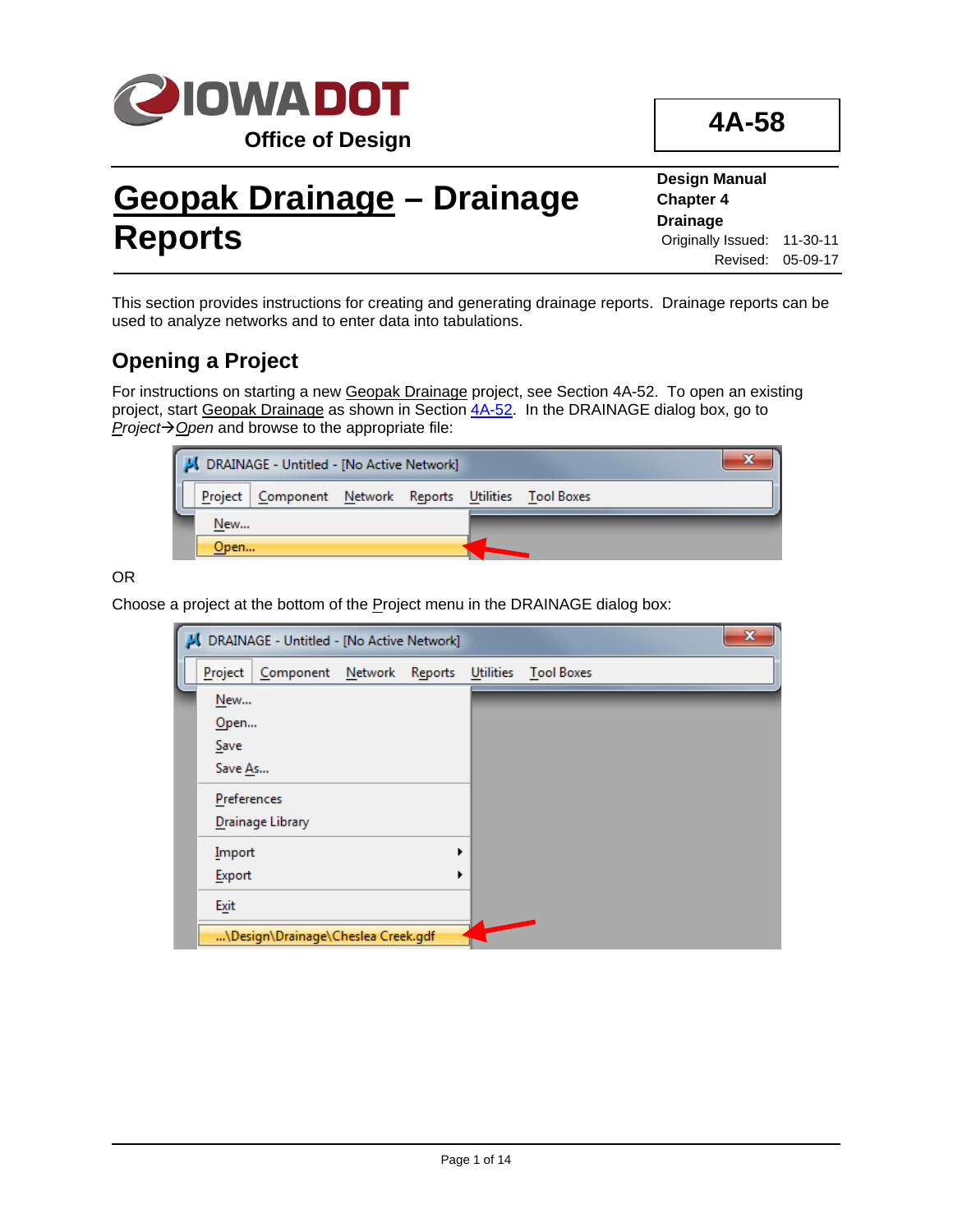IOWA DOT
Office of Design

**4A-58**

# Geopak Drainage – Drainage Reports

**Design Manual**
**Chapter 4**
**Drainage**
Originally Issued: 11-30-11
Revised: 05-09-17

This section provides instructions for creating and generating drainage reports. Drainage reports can be used to analyze networks and to enter data into tabulations.

## Opening a Project

For instructions on starting a new Geopak Drainage project, see Section 4A-52. To open an existing project, start Geopak Drainage as shown in Section 4A-52. In the DRAINAGE dialog box, go to *Project→Open* and browse to the appropriate file:

OR

Choose a project at the bottom of the Project menu in the DRAINAGE dialog box: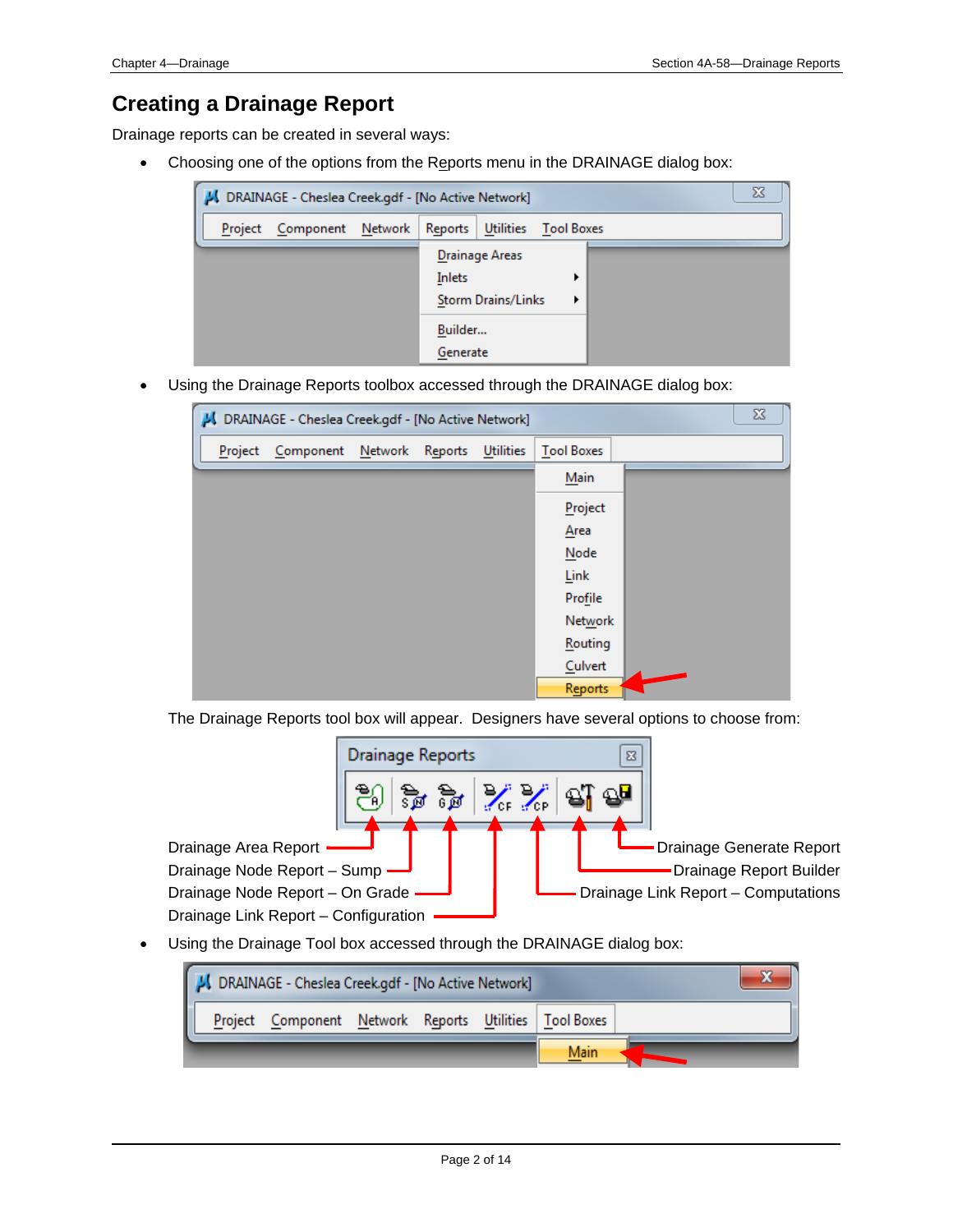# Creating a Drainage Report

Drainage reports can be created in several ways:

- Choosing one of the options from the Reports menu in the DRAINAGE dialog box:

- Using the Drainage Reports toolbox accessed through the DRAINAGE dialog box:

The Drainage Reports tool box will appear. Designers have several options to choose from:

Drainage Area Report
Drainage Node Report – Sump
Drainage Node Report – On Grade
Drainage Link Report – Configuration
Drainage Generate Report
Drainage Report Builder
Drainage Link Report – Computations

- Using the Drainage Tool box accessed through the DRAINAGE dialog box: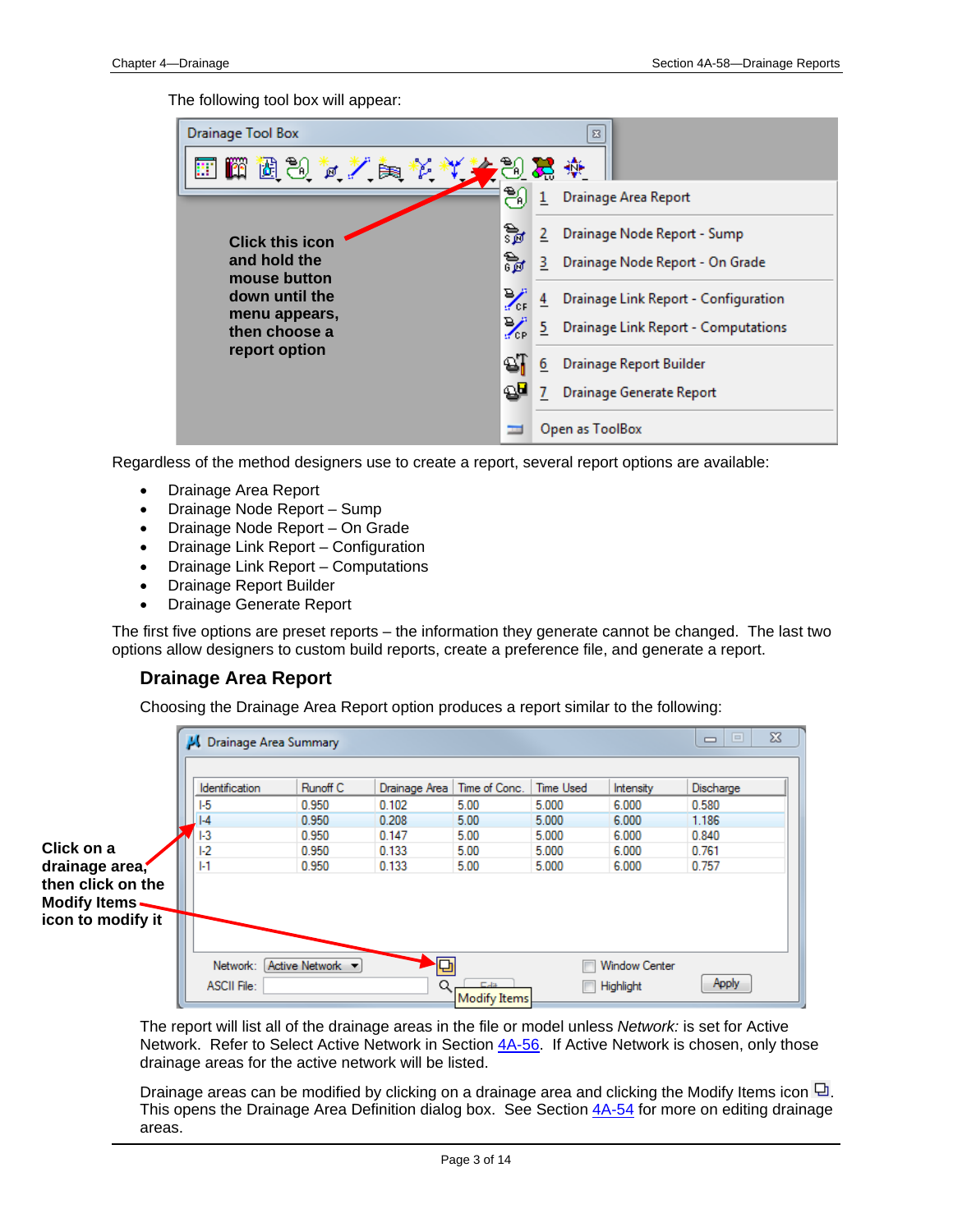The following tool box will appear:

Regardless of the method designers use to create a report, several report options are available:

- Drainage Area Report
- Drainage Node Report – Sump
- Drainage Node Report – On Grade
- Drainage Link Report – Configuration
- Drainage Link Report – Computations
- Drainage Report Builder
- Drainage Generate Report

The first five options are preset reports – the information they generate cannot be changed. The last two options allow designers to custom build reports, create a preference file, and generate a report.

## Drainage Area Report

Choosing the Drainage Area Report option produces a report similar to the following:

The report will list all of the drainage areas in the file or model unless *Network:* is set for Active Network. Refer to Select Active Network in Section 4A-56. If Active Network is chosen, only those drainage areas for the active network will be listed.

Drainage areas can be modified by clicking on a drainage area and clicking the Modify Items icon. This opens the Drainage Area Definition dialog box. See Section 4A-54 for more on editing drainage areas.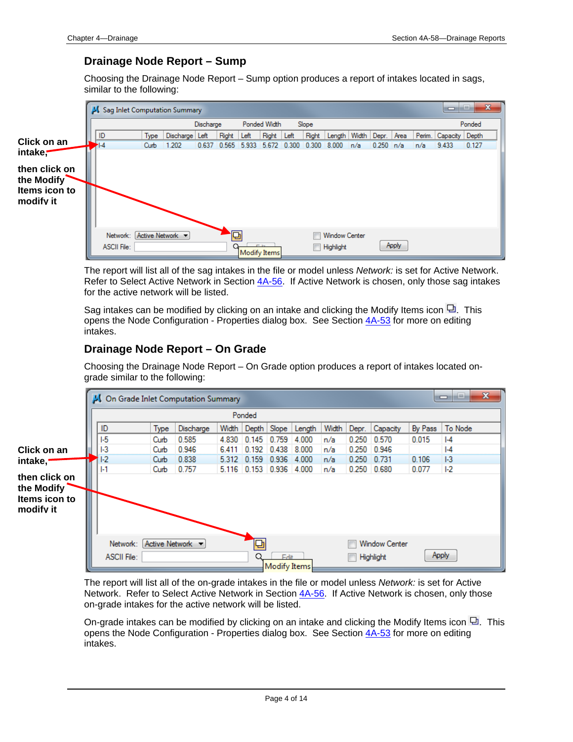## Drainage Node Report – Sump

Choosing the Drainage Node Report – Sump option produces a report of intakes located in sags, similar to the following:

**Click on an intake,**

**then click on the Modify Items icon to modify it**

Sag Inlet Computation Summary

| ID | Type | Discharge | Discharge Left | Discharge Right | Ponded Width Left | Ponded Width Right | Slope Left | Slope Right | Length | Width | Depr. | Area | Perim. | Capacity | Ponded Depth |
|---|---|---|---|---|---|---|---|---|---|---|---|---|---|---|---|
| I-4 | Curb | 1.202 | 0.637 | 0.565 | 5.933 | 5.672 | 0.300 | 0.300 | 8.000 | n/a | 0.250 | n/a | n/a | 9.433 | 0.127 |

Network: Active Network · ASCII File: · Modify Items · Edit · Window Center · Highlight · Apply

The report will list all of the sag intakes in the file or model unless *Network:* is set for Active Network. Refer to Select Active Network in Section 4A-56. If Active Network is chosen, only those sag intakes for the active network will be listed.

Sag intakes can be modified by clicking on an intake and clicking the Modify Items icon. This opens the Node Configuration - Properties dialog box. See Section 4A-53 for more on editing intakes.

## Drainage Node Report – On Grade

Choosing the Drainage Node Report – On Grade option produces a report of intakes located on-grade similar to the following:

**Click on an intake,**

**then click on the Modify Items icon to modify it**

On Grade Inlet Computation Summary

| ID | Type | Discharge | Ponded Width | Ponded Depth | Slope | Length | Width | Depr. | Capacity | By Pass | To Node |
|---|---|---|---|---|---|---|---|---|---|---|---|
| I-5 | Curb | 0.585 | 4.830 | 0.145 | 0.759 | 4.000 | n/a | 0.250 | 0.570 | 0.015 | I-4 |
| I-3 | Curb | 0.946 | 6.411 | 0.192 | 0.438 | 8.000 | n/a | 0.250 | 0.946 | | I-4 |
| I-2 | Curb | 0.838 | 5.312 | 0.159 | 0.936 | 4.000 | n/a | 0.250 | 0.731 | 0.106 | I-3 |
| I-1 | Curb | 0.757 | 5.116 | 0.153 | 0.936 | 4.000 | n/a | 0.250 | 0.680 | 0.077 | I-2 |

Network: Active Network · ASCII File: · Modify Items · Edit · Window Center · Highlight · Apply

The report will list all of the on-grade intakes in the file or model unless *Network:* is set for Active Network. Refer to Select Active Network in Section 4A-56. If Active Network is chosen, only those on-grade intakes for the active network will be listed.

On-grade intakes can be modified by clicking on an intake and clicking the Modify Items icon. This opens the Node Configuration - Properties dialog box. See Section 4A-53 for more on editing intakes.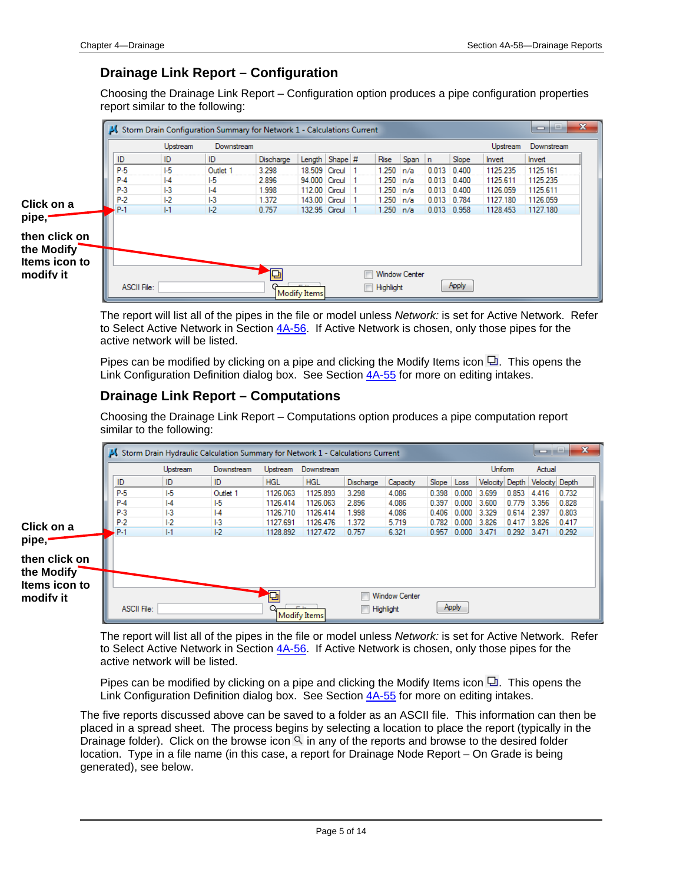## Drainage Link Report – Configuration

Choosing the Drainage Link Report – Configuration option produces a pipe configuration properties report similar to the following:

Storm Drain Configuration Summary for Network 1 - Calculations Current

| | Upstream | Downstream | | | | | | | | | Upstream | Downstream |
|---|---|---|---|---|---|---|---|---|---|---|---|---|
| ID | ID | ID | Discharge | Length | Shape | # | Rise | Span | n | Slope | Invert | Invert |
| P-5 | I-5 | Outlet 1 | 3.298 | 18.509 | Circul | 1 | 1.250 | n/a | 0.013 | 0.400 | 1125.235 | 1125.161 |
| P-4 | I-4 | I-5 | 2.896 | 94.000 | Circul | 1 | 1.250 | n/a | 0.013 | 0.400 | 1125.611 | 1125.235 |
| P-3 | I-3 | I-4 | 1.998 | 112.00 | Circul | 1 | 1.250 | n/a | 0.013 | 0.400 | 1126.059 | 1125.611 |
| P-2 | I-2 | I-3 | 1.372 | 143.00 | Circul | 1 | 1.250 | n/a | 0.013 | 0.784 | 1127.180 | 1126.059 |
| P-1 | I-1 | I-2 | 0.757 | 132.95 | Circul | 1 | 1.250 | n/a | 0.013 | 0.958 | 1128.453 | 1127.180 |

Click on a pipe, then click on the Modify Items icon to modify it

The report will list all of the pipes in the file or model unless *Network:* is set for Active Network. Refer to Select Active Network in Section 4A-56. If Active Network is chosen, only those pipes for the active network will be listed.

Pipes can be modified by clicking on a pipe and clicking the Modify Items icon. This opens the Link Configuration Definition dialog box. See Section 4A-55 for more on editing intakes.

## Drainage Link Report – Computations

Choosing the Drainage Link Report – Computations option produces a pipe computation report similar to the following:

Storm Drain Hydraulic Calculation Summary for Network 1 - Calculations Current

| | Upstream | Downstream | Upstream | Downstream | | | | | Uniform | | Actual | |
|---|---|---|---|---|---|---|---|---|---|---|---|---|
| ID | ID | ID | HGL | HGL | Discharge | Capacity | Slope | Loss | Velocity | Depth | Velocity | Depth |
| P-5 | I-5 | Outlet 1 | 1126.063 | 1125.893 | 3.298 | 4.086 | 0.398 | 0.000 | 3.699 | 0.853 | 4.416 | 0.732 |
| P-4 | I-4 | I-5 | 1126.414 | 1126.063 | 2.896 | 4.086 | 0.397 | 0.000 | 3.600 | 0.779 | 3.356 | 0.828 |
| P-3 | I-3 | I-4 | 1126.710 | 1126.414 | 1.998 | 4.086 | 0.406 | 0.000 | 3.329 | 0.614 | 2.397 | 0.803 |
| P-2 | I-2 | I-3 | 1127.691 | 1126.476 | 1.372 | 5.719 | 0.782 | 0.000 | 3.826 | 0.417 | 3.826 | 0.417 |
| P-1 | I-1 | I-2 | 1128.892 | 1127.472 | 0.757 | 6.321 | 0.957 | 0.000 | 3.471 | 0.292 | 3.471 | 0.292 |

Click on a pipe, then click on the Modify Items icon to modify it

The report will list all of the pipes in the file or model unless *Network:* is set for Active Network. Refer to Select Active Network in Section 4A-56. If Active Network is chosen, only those pipes for the active network will be listed.

Pipes can be modified by clicking on a pipe and clicking the Modify Items icon. This opens the Link Configuration Definition dialog box. See Section 4A-55 for more on editing intakes.

The five reports discussed above can be saved to a folder as an ASCII file. This information can then be placed in a spread sheet. The process begins by selecting a location to place the report (typically in the Drainage folder). Click on the browse icon in any of the reports and browse to the desired folder location. Type in a file name (in this case, a report for Drainage Node Report – On Grade is being generated), see below.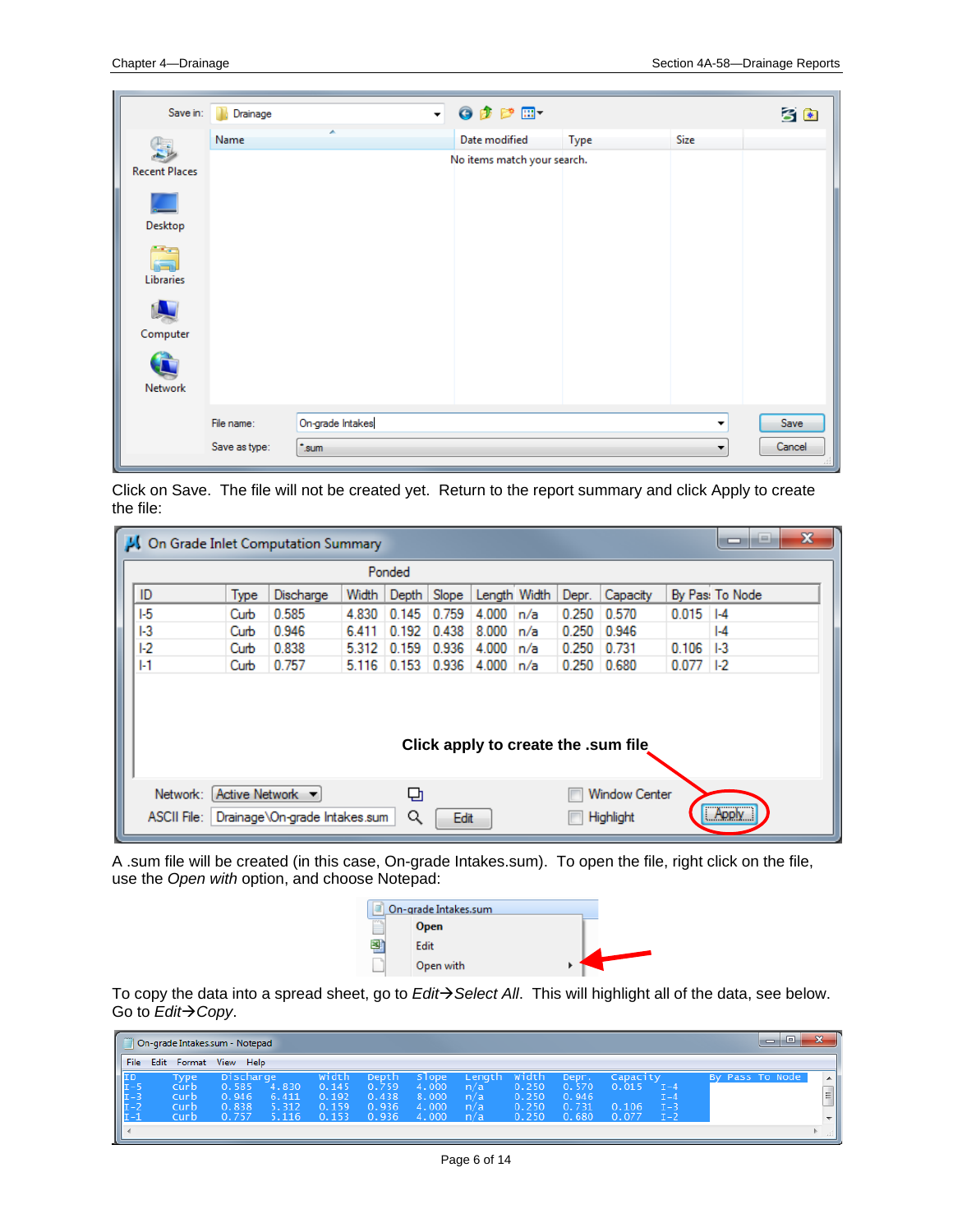Click on Save. The file will not be created yet. Return to the report summary and click Apply to create the file:

A .sum file will be created (in this case, On-grade Intakes.sum). To open the file, right click on the file, use the *Open with* option, and choose Notepad:

To copy the data into a spread sheet, go to *Edit*→*Select All*. This will highlight all of the data, see below. Go to *Edit*→*Copy*.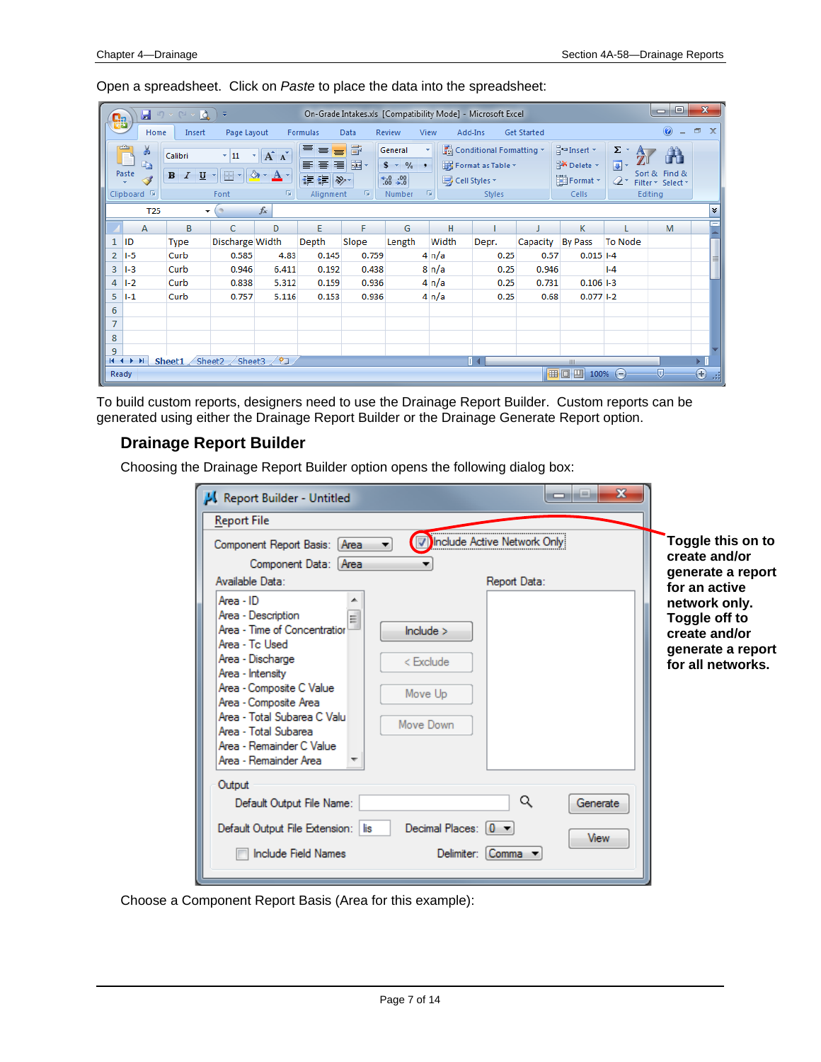Open a spreadsheet. Click on *Paste* to place the data into the spreadsheet:

To build custom reports, designers need to use the Drainage Report Builder. Custom reports can be generated using either the Drainage Report Builder or the Drainage Generate Report option.

## Drainage Report Builder

Choosing the Drainage Report Builder option opens the following dialog box:

**Toggle this on to create and/or generate a report for an active network only. Toggle off to create and/or generate a report for all networks.**

Choose a Component Report Basis (Area for this example):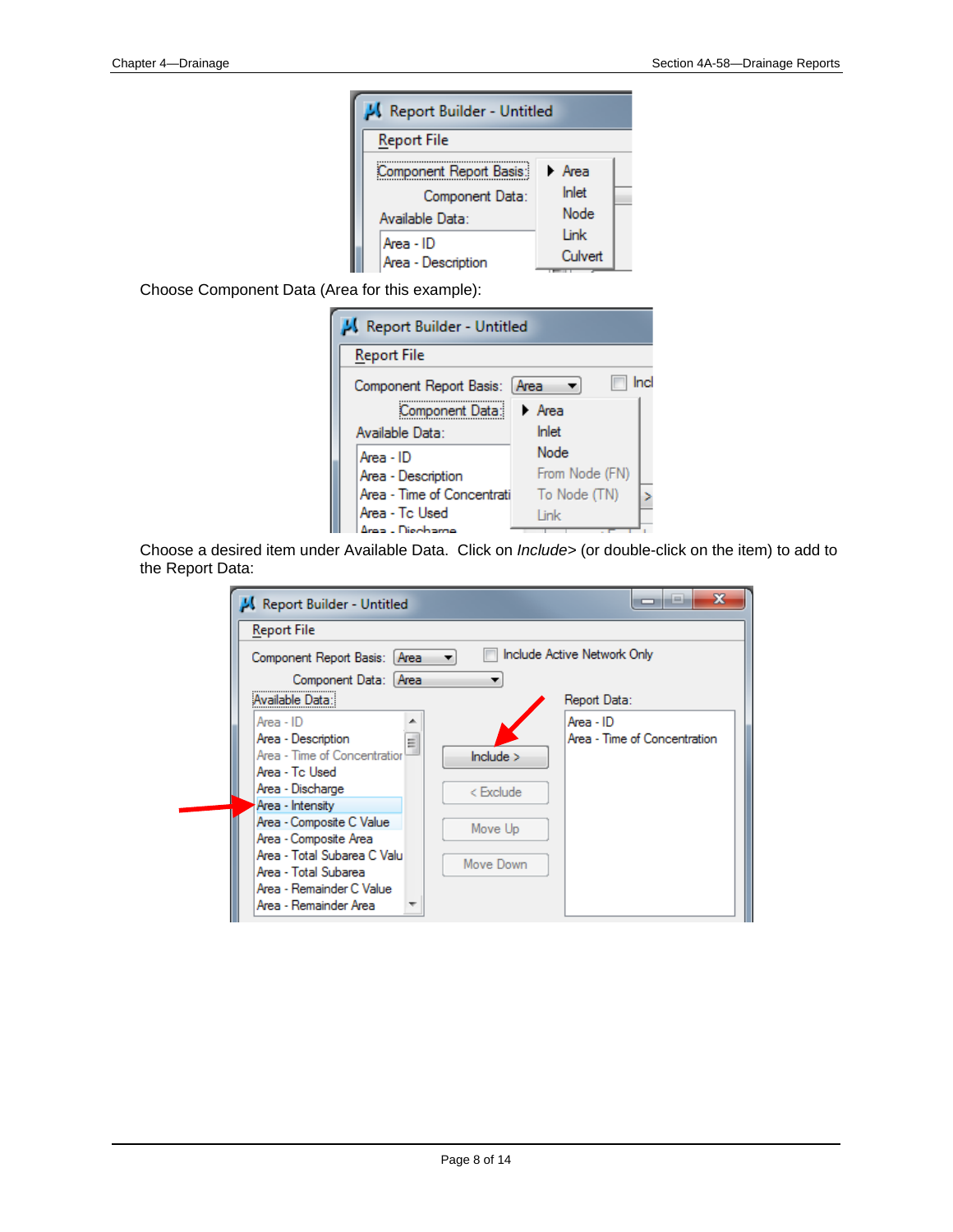Choose Component Data (Area for this example):

Choose a desired item under Available Data. Click on *Include>* (or double-click on the item) to add to the Report Data: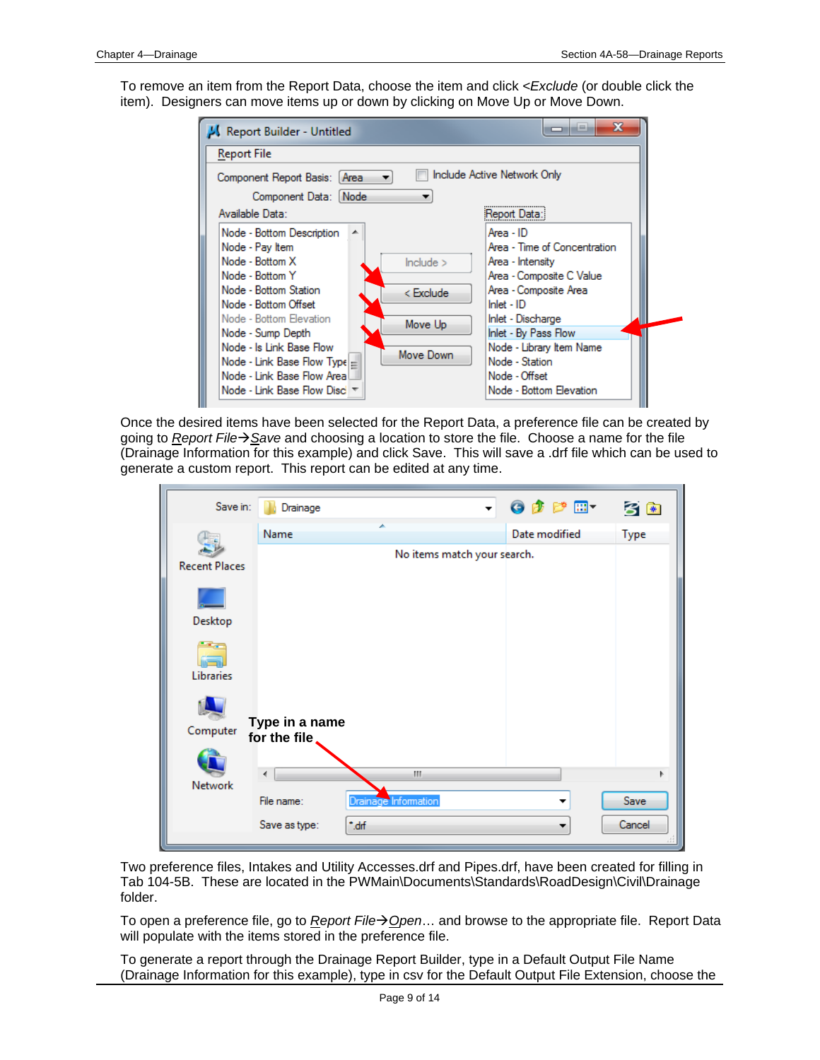To remove an item from the Report Data, choose the item and click *<Exclude* (or double click the item). Designers can move items up or down by clicking on Move Up or Move Down.

Once the desired items have been selected for the Report Data, a preference file can be created by going to *Report File→Save* and choosing a location to store the file. Choose a name for the file (Drainage Information for this example) and click Save. This will save a .drf file which can be used to generate a custom report. This report can be edited at any time.

Two preference files, Intakes and Utility Accesses.drf and Pipes.drf, have been created for filling in Tab 104-5B. These are located in the PWMain\Documents\Standards\RoadDesign\Civil\Drainage folder.

To open a preference file, go to *Report File→Open…* and browse to the appropriate file. Report Data will populate with the items stored in the preference file.

To generate a report through the Drainage Report Builder, type in a Default Output File Name (Drainage Information for this example), type in csv for the Default Output File Extension, choose the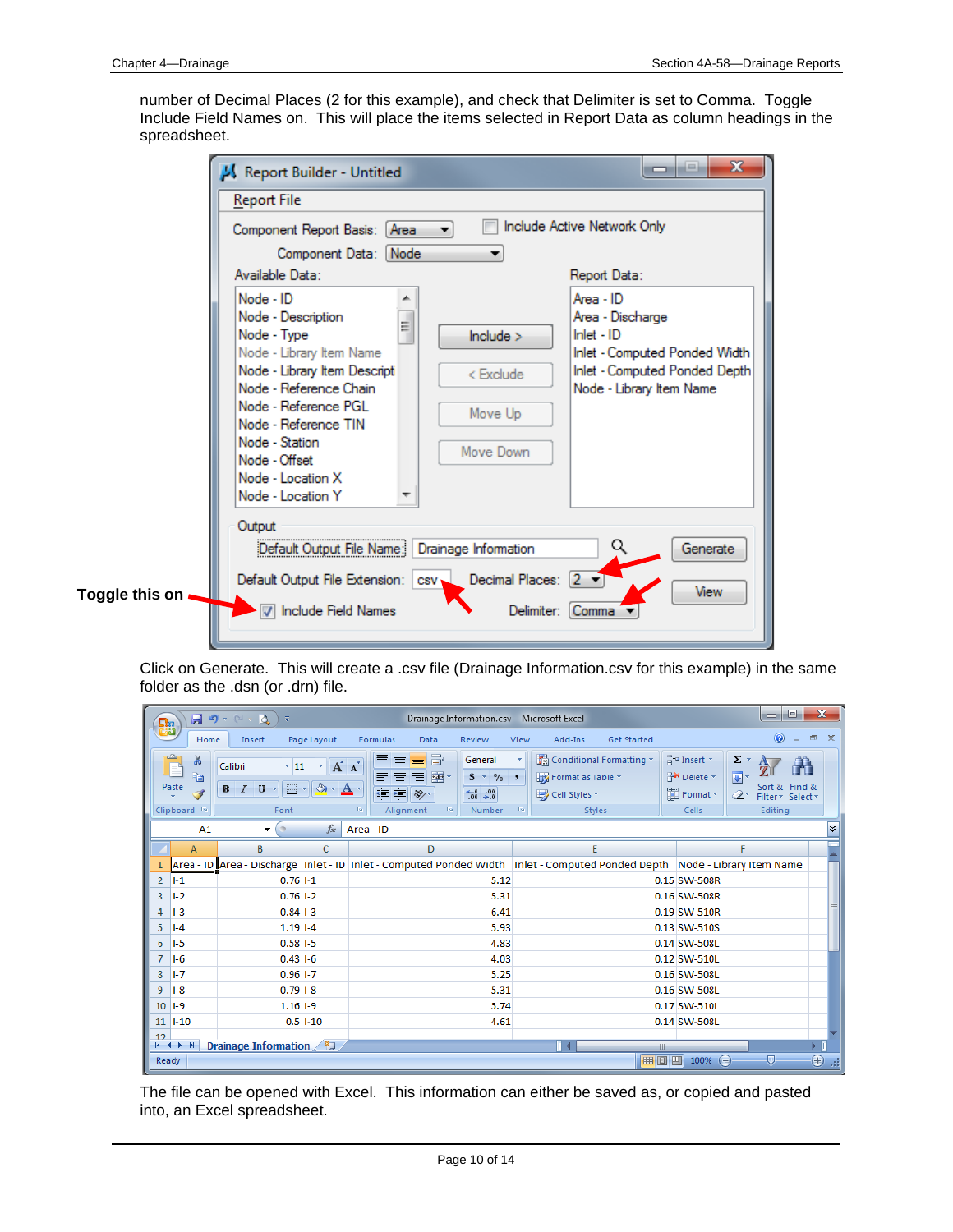number of Decimal Places (2 for this example), and check that Delimiter is set to Comma. Toggle Include Field Names on. This will place the items selected in Report Data as column headings in the spreadsheet.

Toggle this on

Click on Generate. This will create a .csv file (Drainage Information.csv for this example) in the same folder as the .dsn (or .drn) file.

The file can be opened with Excel. This information can either be saved as, or copied and pasted into, an Excel spreadsheet.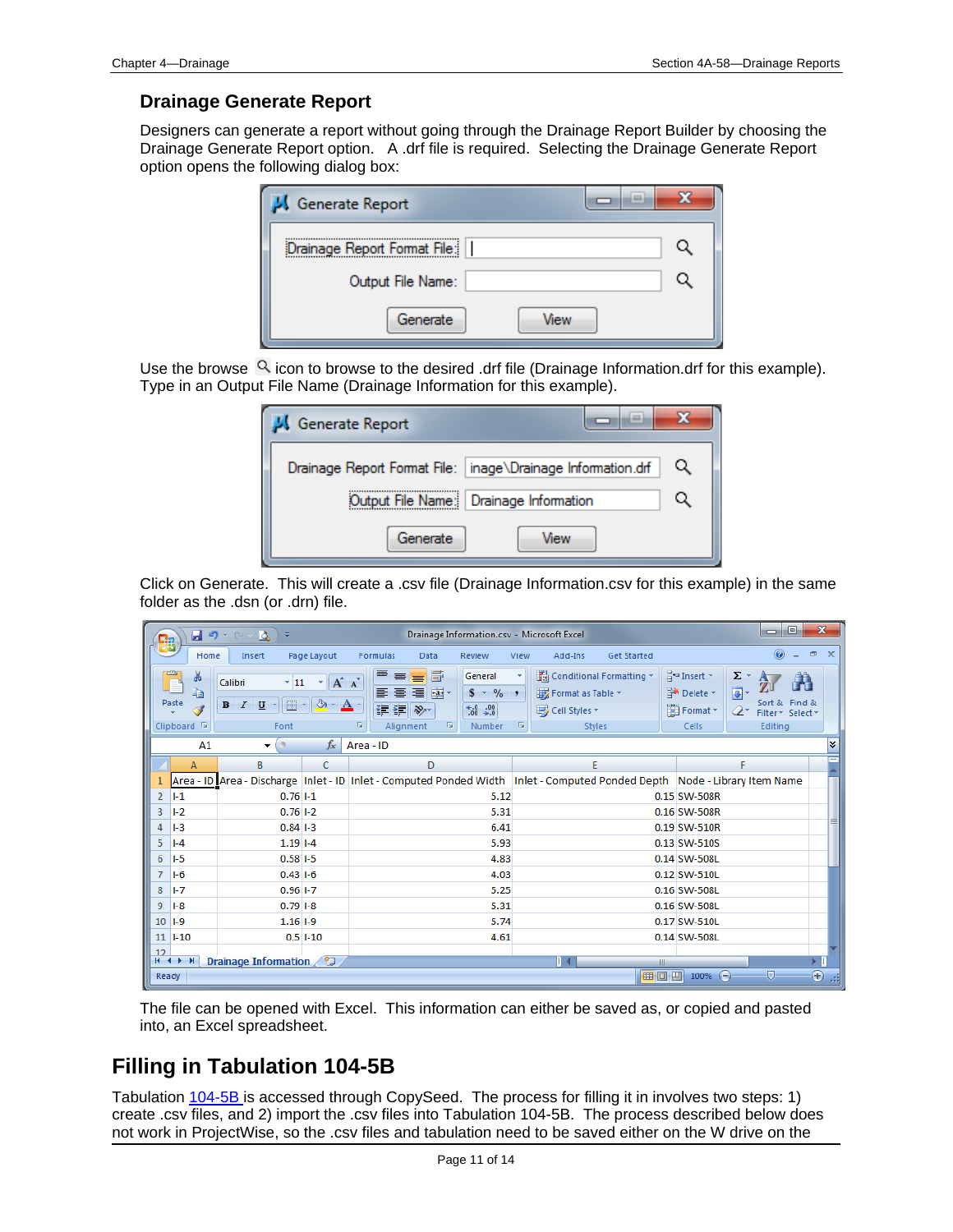### Drainage Generate Report

Designers can generate a report without going through the Drainage Report Builder by choosing the Drainage Generate Report option. A .drf file is required. Selecting the Drainage Generate Report option opens the following dialog box:

Use the browse icon to browse to the desired .drf file (Drainage Information.drf for this example). Type in an Output File Name (Drainage Information for this example).

Click on Generate. This will create a .csv file (Drainage Information.csv for this example) in the same folder as the .dsn (or .drn) file.

| Area - ID | Area - Discharge | Inlet - ID | Inlet - Computed Ponded Width | Inlet - Computed Ponded Depth | Node - Library Item Name |
|---|---|---|---|---|---|
| I-1 | 0.76 | I-1 | 5.12 | 0.15 | SW-508R |
| I-2 | 0.76 | I-2 | 5.31 | 0.16 | SW-508R |
| I-3 | 0.84 | I-3 | 6.41 | 0.19 | SW-510R |
| I-4 | 1.19 | I-4 | 5.93 | 0.13 | SW-510S |
| I-5 | 0.58 | I-5 | 4.83 | 0.14 | SW-508L |
| I-6 | 0.43 | I-6 | 4.03 | 0.12 | SW-510L |
| I-7 | 0.96 | I-7 | 5.25 | 0.16 | SW-508L |
| I-8 | 0.79 | I-8 | 5.31 | 0.16 | SW-508L |
| I-9 | 1.16 | I-9 | 5.74 | 0.17 | SW-510L |
| I-10 | 0.5 | I-10 | 4.61 | 0.14 | SW-508L |

The file can be opened with Excel. This information can either be saved as, or copied and pasted into, an Excel spreadsheet.

## Filling in Tabulation 104-5B

Tabulation 104-5B is accessed through CopySeed. The process for filling it in involves two steps: 1) create .csv files, and 2) import the .csv files into Tabulation 104-5B. The process described below does not work in ProjectWise, so the .csv files and tabulation need to be saved either on the W drive on the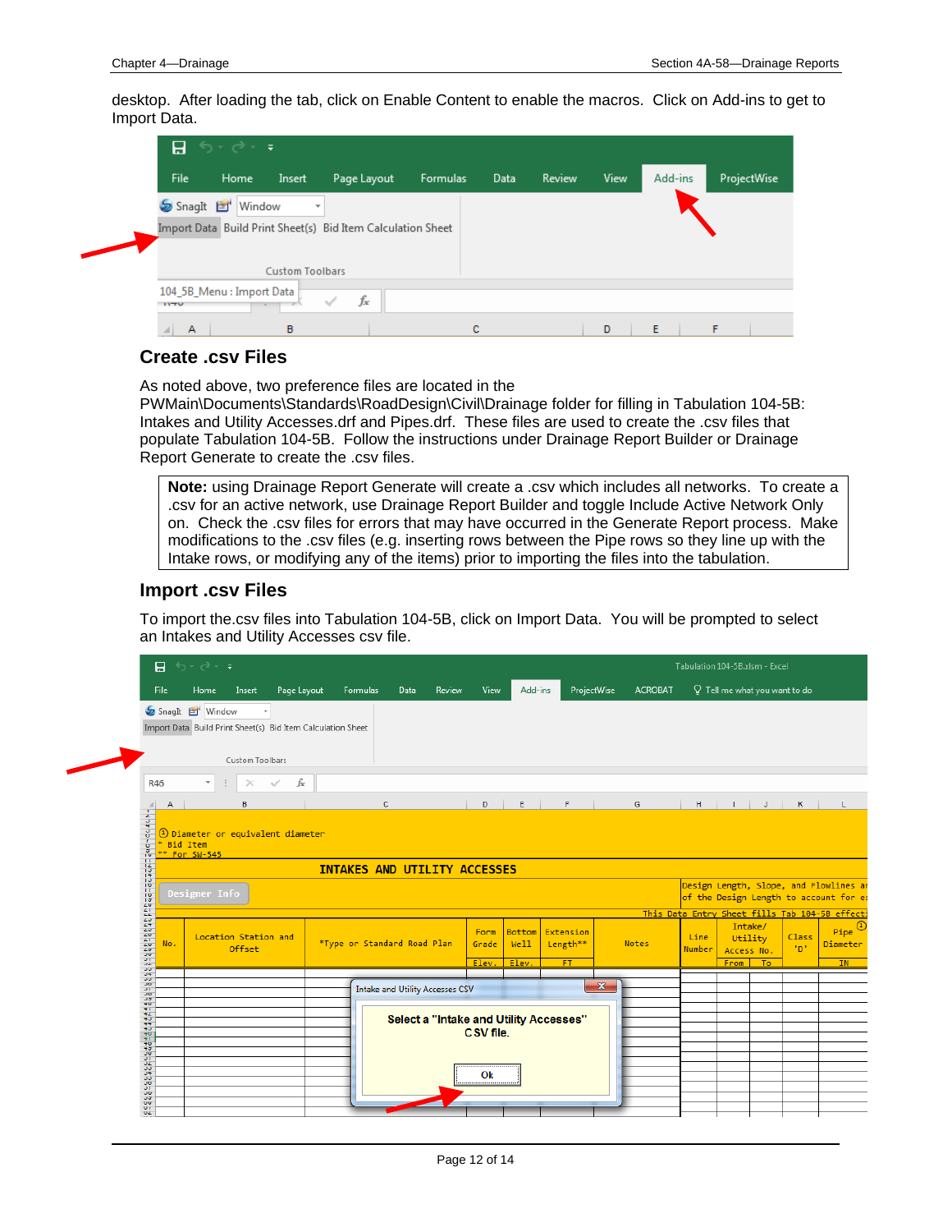desktop. After loading the tab, click on Enable Content to enable the macros. Click on Add-ins to get to Import Data.

## Create .csv Files

As noted above, two preference files are located in the PWMain\Documents\Standards\RoadDesign\Civil\Drainage folder for filling in Tabulation 104-5B: Intakes and Utility Accesses.drf and Pipes.drf. These files are used to create the .csv files that populate Tabulation 104-5B. Follow the instructions under Drainage Report Builder or Drainage Report Generate to create the .csv files.

> **Note:** using Drainage Report Generate will create a .csv which includes all networks. To create a .csv for an active network, use Drainage Report Builder and toggle Include Active Network Only on. Check the .csv files for errors that may have occurred in the Generate Report process. Make modifications to the .csv files (e.g. inserting rows between the Pipe rows so they line up with the Intake rows, or modifying any of the items) prior to importing the files into the tabulation.

## Import .csv Files

To import the.csv files into Tabulation 104-5B, click on Import Data. You will be prompted to select an Intakes and Utility Accesses csv file.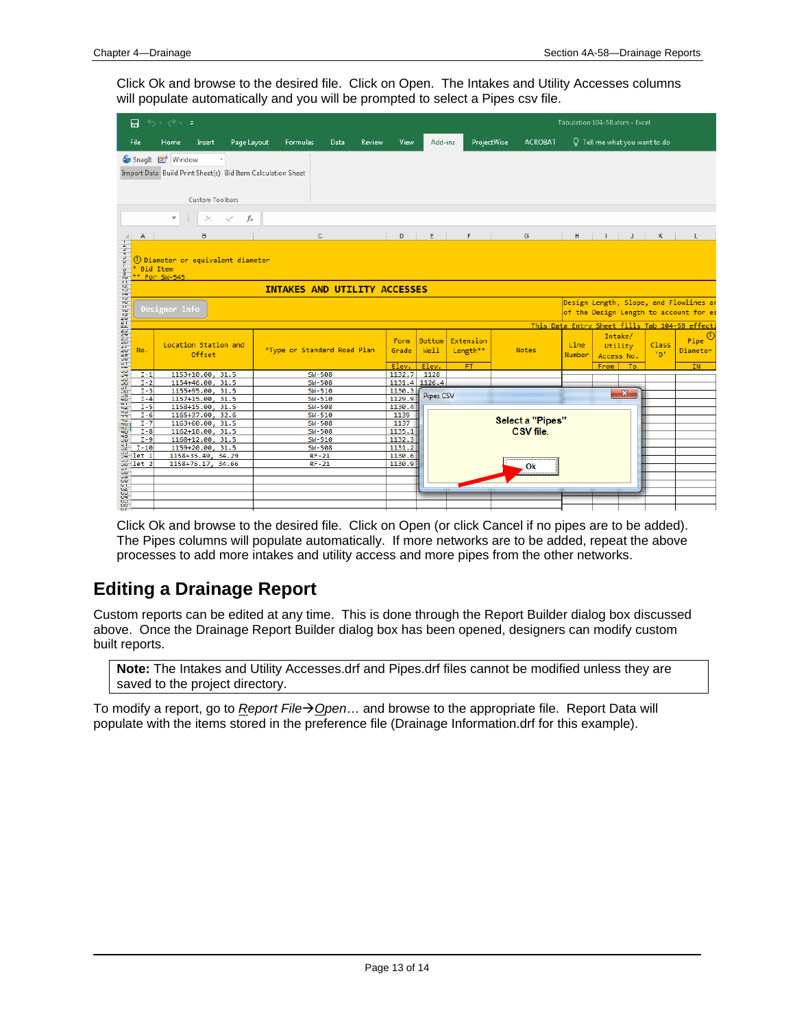Click Ok and browse to the desired file. Click on Open. The Intakes and Utility Accesses columns will populate automatically and you will be prompted to select a Pipes csv file.

Click Ok and browse to the desired file. Click on Open (or click Cancel if no pipes are to be added). The Pipes columns will populate automatically. If more networks are to be added, repeat the above processes to add more intakes and utility access and more pipes from the other networks.

## Editing a Drainage Report

Custom reports can be edited at any time. This is done through the Report Builder dialog box discussed above. Once the Drainage Report Builder dialog box has been opened, designers can modify custom built reports.

> **Note:** The Intakes and Utility Accesses.drf and Pipes.drf files cannot be modified unless they are saved to the project directory.

To modify a report, go to *Report File→Open*… and browse to the appropriate file. Report Data will populate with the items stored in the preference file (Drainage Information.drf for this example).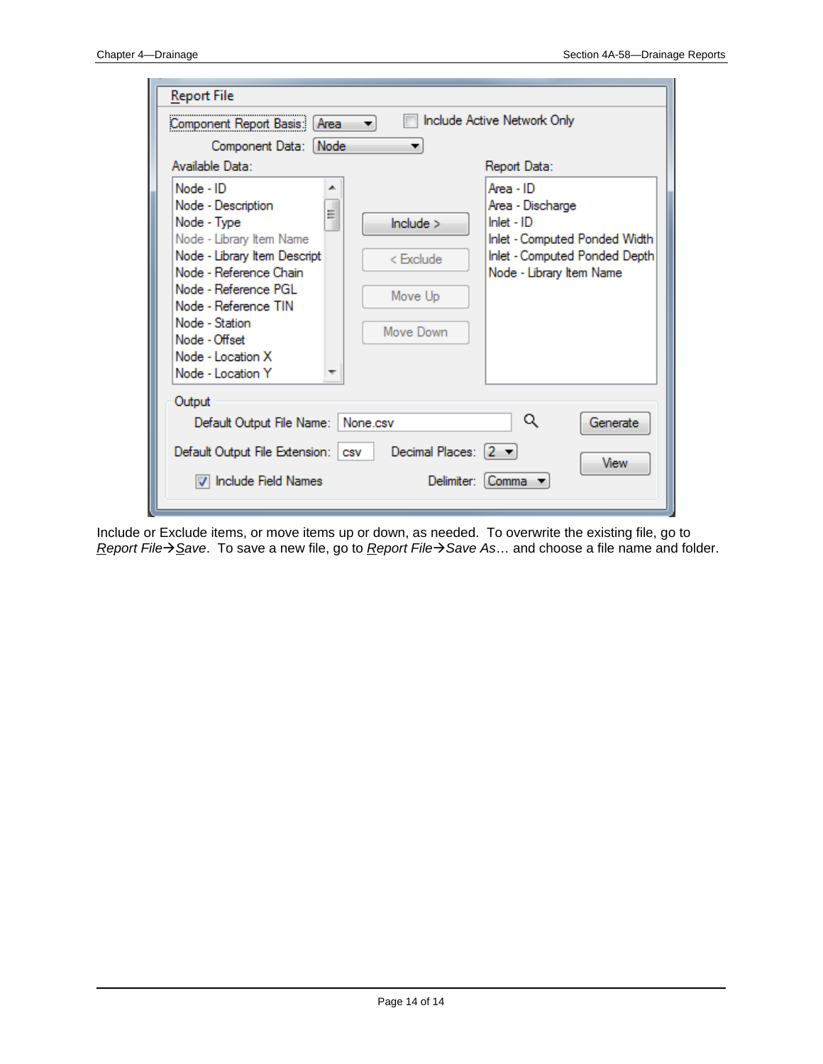**Report File**

Component Report Basis: Area | ☐ Include Active Network Only

Component Data: Node

Available Data:

- Node - ID
- Node - Description
- Node - Type
- Node - Library Item Name
- Node - Library Item Descript
- Node - Reference Chain
- Node - Reference PGL
- Node - Reference TIN
- Node - Station
- Node - Offset
- Node - Location X
- Node - Location Y

Include > | < Exclude | Move Up | Move Down

Report Data:

- Area - ID
- Area - Discharge
- Inlet - ID
- Inlet - Computed Ponded Width
- Inlet - Computed Ponded Depth
- Node - Library Item Name

Output

Default Output File Name: None.csv | Generate

Default Output File Extension: csv | Decimal Places: 2 | View

☑ Include Field Names | Delimiter: Comma

Include or Exclude items, or move items up or down, as needed. To overwrite the existing file, go to *Report File→Save*. To save a new file, go to *Report File→Save As*… and choose a file name and folder.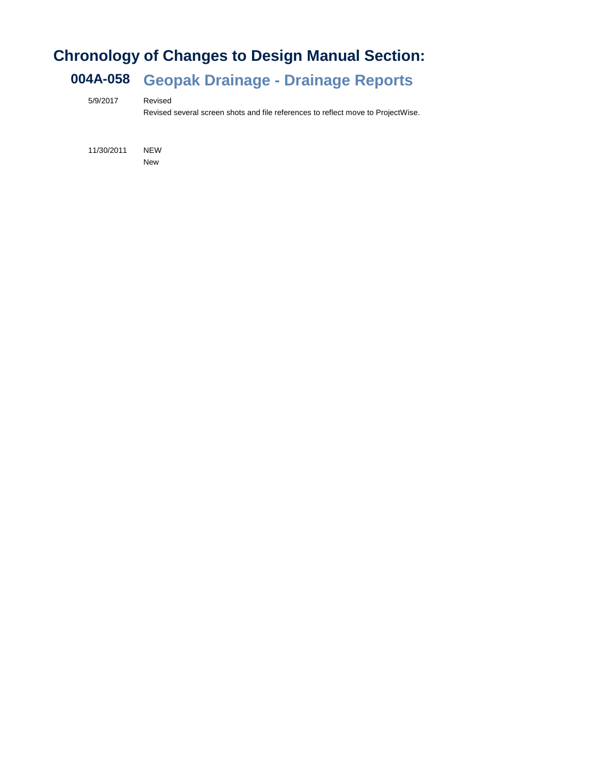# Chronology of Changes to Design Manual Section:

## 004A-058 Geopak Drainage - Drainage Reports

5/9/2017 Revised

Revised several screen shots and file references to reflect move to ProjectWise.

11/30/2011 NEW

New